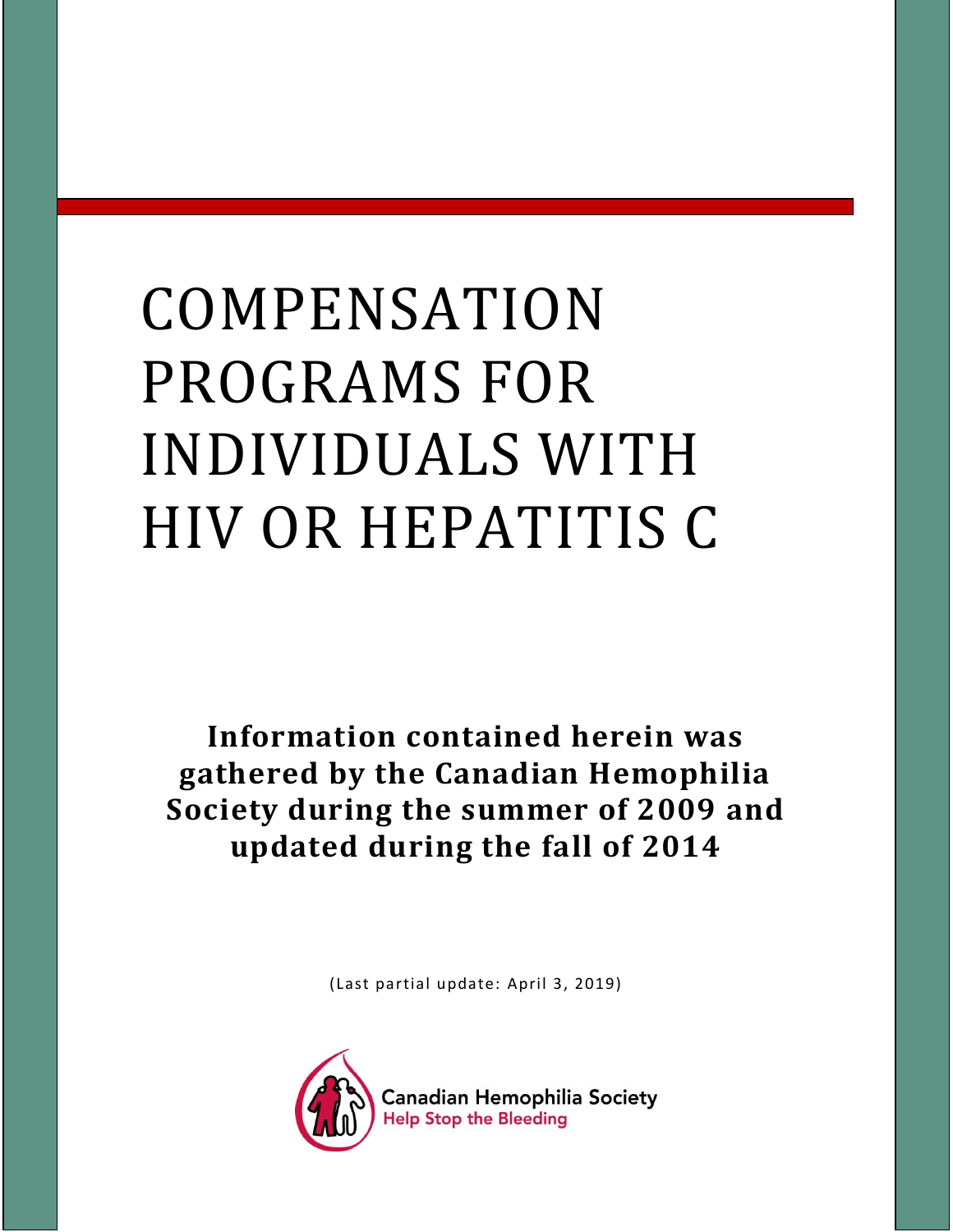# COMPENSATION PROGRAMS FOR INDIVIDUALS WITH HIV OR HEPATITIS C

**Information contained herein was gathered by the Canadian Hemophilia Society during the summer of 2009 and updated during the fall of 2014**

(Last partial update: April 3, 2019)

Canadian Hemophilia Society
Help Stop the Bleeding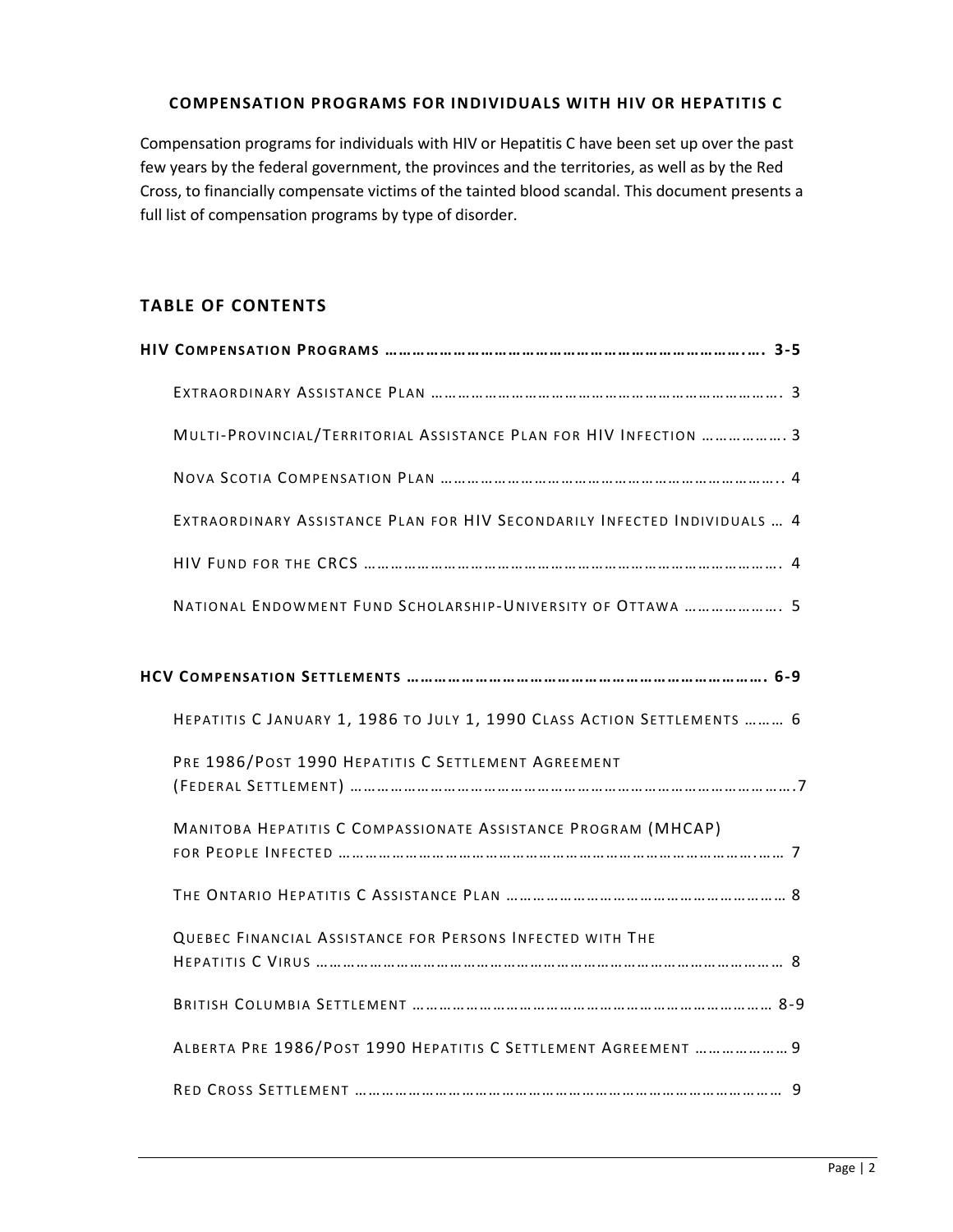**COMPENSATION PROGRAMS FOR INDIVIDUALS WITH HIV OR HEPATITIS C**

Compensation programs for individuals with HIV or Hepatitis C have been set up over the past few years by the federal government, the provinces and the territories, as well as by the Red Cross, to financially compensate victims of the tainted blood scandal. This document presents a full list of compensation programs by type of disorder.

## TABLE OF CONTENTS

**HIV Compensation Programs …………………………………………………………………..…. 3-5**

- Extraordinary Assistance Plan ………………………………………………………………. 3
- Multi-Provincial/Territorial Assistance Plan for HIV Infection ……………. 3
- Nova Scotia Compensation Plan …………………………………………………………….. 4
- Extraordinary Assistance Plan for HIV Secondarily Infected Individuals … 4
- HIV Fund for the CRCS …………………………………………………………………………. 4
- National Endowment Fund Scholarship-University of Ottawa ………………. 5

**HCV Compensation Settlements ………………………………………………………………. 6-9**

- Hepatitis C January 1, 1986 to July 1, 1990 Class Action Settlements ……… 6
- Pre 1986/Post 1990 Hepatitis C Settlement Agreement (Federal Settlement) ……………………………………………………………………………….7
- Manitoba Hepatitis C Compassionate Assistance Program (MHCAP) for People Infected ………………………………………………………………………….…… 7
- The Ontario Hepatitis C Assistance Plan ……………………………………………… 8
- Quebec Financial Assistance for Persons Infected with The Hepatitis C Virus ……………………………………………………………………………………… 8
- British Columbia Settlement ………………………………………………………………… 8-9
- Alberta Pre 1986/Post 1990 Hepatitis C Settlement Agreement ……………… 9
- Red Cross Settlement ……………………………………………………………………………… 9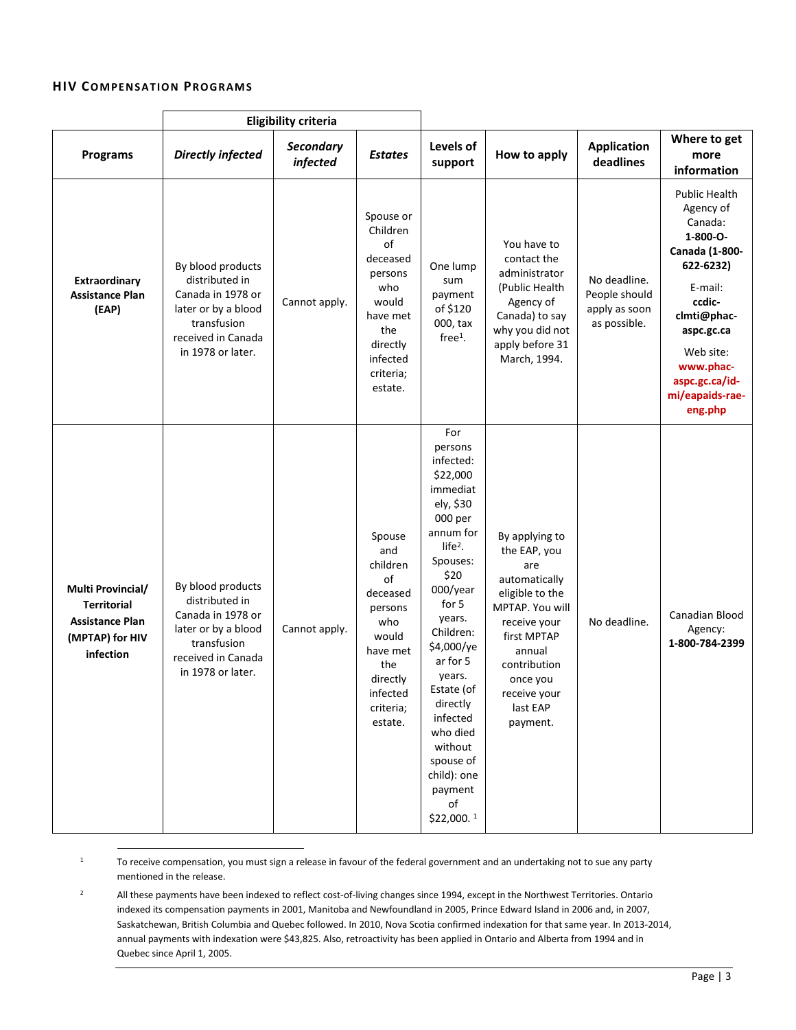### HIV Compensation Programs

| Programs | Eligibility criteria | | | Levels of support | How to apply | Application deadlines | Where to get more information |
|---|---|---|---|---|---|---|---|
| | *Directly infected* | *Secondary infected* | *Estates* | | | | |
| **Extraordinary Assistance Plan (EAP)** | By blood products distributed in Canada in 1978 or later or by a blood transfusion received in Canada in 1978 or later. | Cannot apply. | Spouse or Children of deceased persons who would have met the directly infected criteria; estate. | One lump sum payment of $120 000, tax free[1]. | You have to contact the administrator (Public Health Agency of Canada) to say why you did not apply before 31 March, 1994. | No deadline. People should apply as soon as possible. | Public Health Agency of Canada: **1-800-O-Canada (1-800-622-6232)** E-mail: **ccdic-clmti@phac-aspc.gc.ca** Web site: **www.phac-aspc.gc.ca/id-mi/eapaids-rae-eng.php** |
| **Multi Provincial/ Territorial Assistance Plan (MPTAP) for HIV infection** | By blood products distributed in Canada in 1978 or later or by a blood transfusion received in Canada in 1978 or later. | Cannot apply. | Spouse and children of deceased persons who would have met the directly infected criteria; estate. | For persons infected: $22,000 immediately, $30 000 per annum for life[2]. Spouses: $20 000/year for 5 years. Children: $4,000/year for 5 years. Estate (of directly infected who died without spouse of child): one payment of $22,000. [1] | By applying to the EAP, you are automatically eligible to the MPTAP. You will receive your first MPTAP annual contribution once you receive your last EAP payment. | No deadline. | Canadian Blood Agency: **1-800-784-2399** |

[1] To receive compensation, you must sign a release in favour of the federal government and an undertaking not to sue any party mentioned in the release.

[2] All these payments have been indexed to reflect cost-of-living changes since 1994, except in the Northwest Territories. Ontario indexed its compensation payments in 2001, Manitoba and Newfoundland in 2005, Prince Edward Island in 2006 and, in 2007, Saskatchewan, British Columbia and Quebec followed. In 2010, Nova Scotia confirmed indexation for that same year. In 2013-2014, annual payments with indexation were $43,825. Also, retroactivity has been applied in Ontario and Alberta from 1994 and in Quebec since April 1, 2005.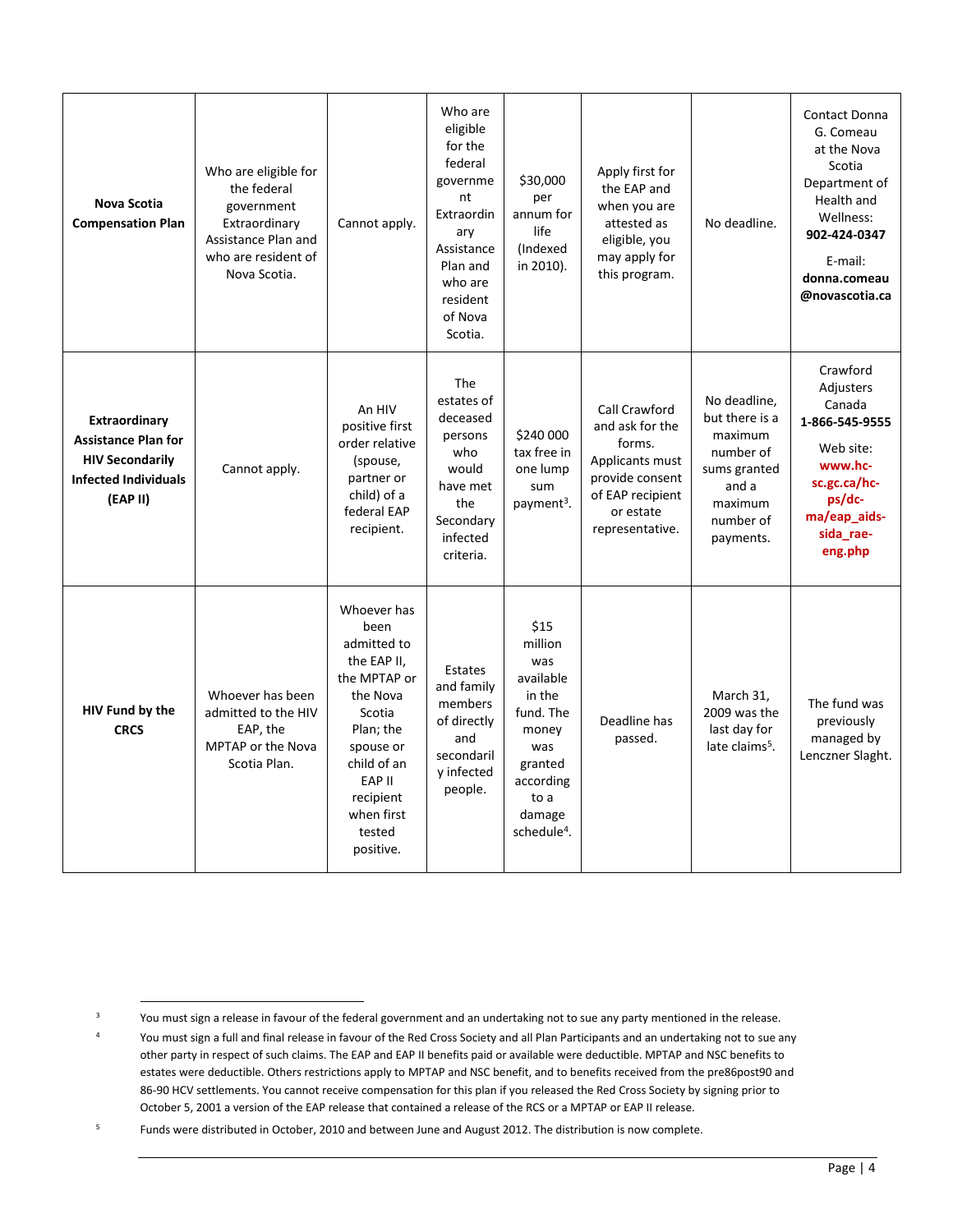| | | | | | | | |
|---|---|---|---|---|---|---|---|
| **Nova Scotia Compensation Plan** | Who are eligible for the federal government Extraordinary Assistance Plan and who are resident of Nova Scotia. | Cannot apply. | Who are eligible for the federal government Extraordinary Assistance Plan and who are resident of Nova Scotia. | $30,000 per annum for life (Indexed in 2010). | Apply first for the EAP and when you are attested as eligible, you may apply for this program. | No deadline. | Contact Donna G. Comeau at the Nova Scotia Department of Health and Wellness: **902-424-0347** E-mail: **donna.comeau @novascotia.ca** |
| **Extraordinary Assistance Plan for HIV Secondarily Infected Individuals (EAP II)** | Cannot apply. | An HIV positive first order relative (spouse, partner or child) of a federal EAP recipient. | The estates of deceased persons who would have met the Secondary infected criteria. | $240 000 tax free in one lump sum payment[3]. | Call Crawford and ask for the forms. Applicants must provide consent of EAP recipient or estate representative. | No deadline, but there is a maximum number of sums granted and a maximum number of payments. | Crawford Adjusters Canada **1-866-545-9555** Web site: **www.hc-sc.gc.ca/hc-ps/dc-ma/eap_aids-sida_rae-eng.php** |
| **HIV Fund by the CRCS** | Whoever has been admitted to the HIV EAP, the MPTAP or the Nova Scotia Plan. | Whoever has been admitted to the EAP II, the MPTAP or the Nova Scotia Plan; the spouse or child of an EAP II recipient when first tested positive. | Estates and family members of directly and secondarily infected people. | $15 million was available in the fund. The money was granted according to a damage schedule[4]. | Deadline has passed. | March 31, 2009 was the last day for late claims[5]. | The fund was previously managed by Lenczner Slaght. |

[3] You must sign a release in favour of the federal government and an undertaking not to sue any party mentioned in the release.

[4] You must sign a full and final release in favour of the Red Cross Society and all Plan Participants and an undertaking not to sue any other party in respect of such claims. The EAP and EAP II benefits paid or available were deductible. MPTAP and NSC benefits to estates were deductible. Others restrictions apply to MPTAP and NSC benefit, and to benefits received from the pre86post90 and 86-90 HCV settlements. You cannot receive compensation for this plan if you released the Red Cross Society by signing prior to October 5, 2001 a version of the EAP release that contained a release of the RCS or a MPTAP or EAP II release.

[5] Funds were distributed in October, 2010 and between June and August 2012. The distribution is now complete.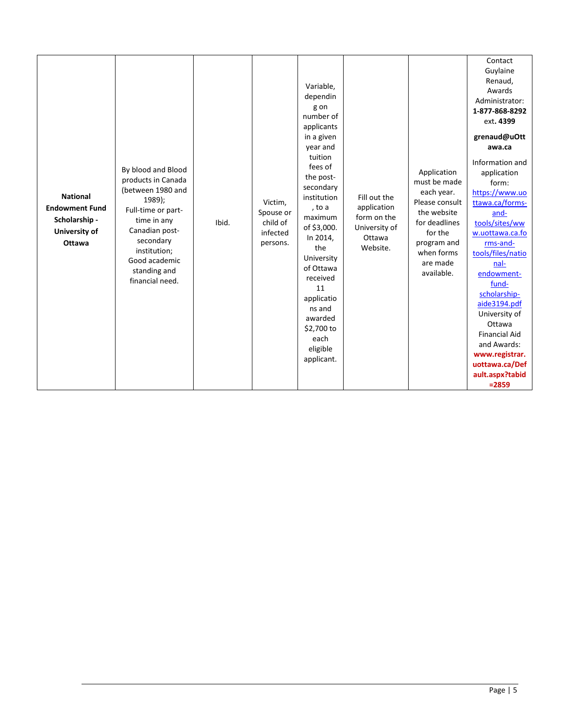| | | | | | | | |
|---|---|---|---|---|---|---|---|
| **National Endowment Fund Scholarship - University of Ottawa** | By blood and Blood products in Canada (between 1980 and 1989); Full-time or part-time in any Canadian post-secondary institution; Good academic standing and financial need. | Ibid. | Victim, Spouse or child of infected persons. | Variable, depending on number of applicants in a given year and tuition fees of the post-secondary institution, to a maximum of $3,000. In 2014, the University of Ottawa received 11 applications and awarded $2,700 to each eligible applicant. | Fill out the application form on the University of Ottawa Website. | Application must be made each year. Please consult the website for deadlines for the program and when forms are made available. | Contact Guylaine Renaud, Awards Administrator: **1-877-868-8292** ext. **4399** **grenaud@uOttawa.ca** Information and application form: https://www.uottawa.ca/forms-and-tools/sites/www.uottawa.ca.forms-and-tools/files/national-endowment-fund-scholarship-aide3194.pdf University of Ottawa Financial Aid and Awards: **www.registrar.uottawa.ca/Default.aspx?tabid=2859** |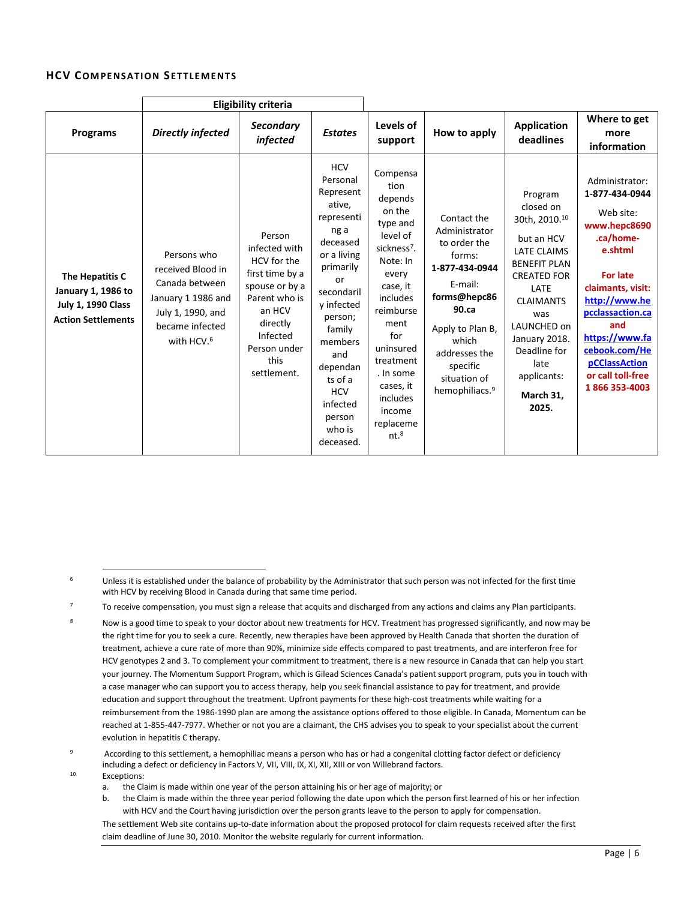## HCV Compensation Settlements

| Programs | Eligibility criteria | | | Levels of support | How to apply | Application deadlines | Where to get more information |
|---|---|---|---|---|---|---|---|
| | *Directly infected* | *Secondary infected* | *Estates* | | | | |
| **The Hepatitis C January 1, 1986 to July 1, 1990 Class Action Settlements** | Persons who received Blood in Canada between January 1 1986 and July 1, 1990, and became infected with HCV.[6] | Person infected with HCV for the first time by a spouse or by a Parent who is an HCV directly Infected Person under this settlement. | HCV Personal Representative, representing a deceased or a living primarily or secondarily infected person; family members and dependants of a HCV infected person who is deceased. | Compensation depends on the type and level of sickness[7]. Note: In every case, it includes reimbursement for uninsured treatment. In some cases, it includes income replacement.[8] | Contact the Administrator to order the forms: **1-877-434-0944** E-mail: **forms@hepc8690.ca** Apply to Plan B, which addresses the specific situation of hemophiliacs.[9] | Program closed on 30th, 2010.[10] but an HCV LATE CLAIMS BENEFIT PLAN CREATED FOR LATE CLAIMANTS was LAUNCHED on January 2018. Deadline for late applicants: **March 31, 2025.** | Administrator: **1-877-434-0944** Web site: **www.hepc8690.ca/home-e.shtml** **For late claimants, visit: http://www.hepcclassaction.ca and https://www.facebook.com/HepCClassAction or call toll-free 1 866 353-4003** |

---

6 Unless it is established under the balance of probability by the Administrator that such person was not infected for the first time with HCV by receiving Blood in Canada during that same time period.

7 To receive compensation, you must sign a release that acquits and discharged from any actions and claims any Plan participants.

8 Now is a good time to speak to your doctor about new treatments for HCV. Treatment has progressed significantly, and now may be the right time for you to seek a cure. Recently, new therapies have been approved by Health Canada that shorten the duration of treatment, achieve a cure rate of more than 90%, minimize side effects compared to past treatments, and are interferon free for HCV genotypes 2 and 3. To complement your commitment to treatment, there is a new resource in Canada that can help you start your journey. The Momentum Support Program, which is Gilead Sciences Canada's patient support program, puts you in touch with a case manager who can support you to access therapy, help you seek financial assistance to pay for treatment, and provide education and support throughout the treatment. Upfront payments for these high-cost treatments while waiting for a reimbursement from the 1986-1990 plan are among the assistance options offered to those eligible. In Canada, Momentum can be reached at 1-855-447-7977. Whether or not you are a claimant, the CHS advises you to speak to your specialist about the current evolution in hepatitis C therapy.

9 According to this settlement, a hemophiliac means a person who has or had a congenital clotting factor defect or deficiency including a defect or deficiency in Factors V, VII, VIII, IX, XI, XII, XIII or von Willebrand factors.

10 Exceptions:

a. the Claim is made within one year of the person attaining his or her age of majority; or
b. the Claim is made within the three year period following the date upon which the person first learned of his or her infection with HCV and the Court having jurisdiction over the person grants leave to the person to apply for compensation.

The settlement Web site contains up-to-date information about the proposed protocol for claim requests received after the first claim deadline of June 30, 2010. Monitor the website regularly for current information.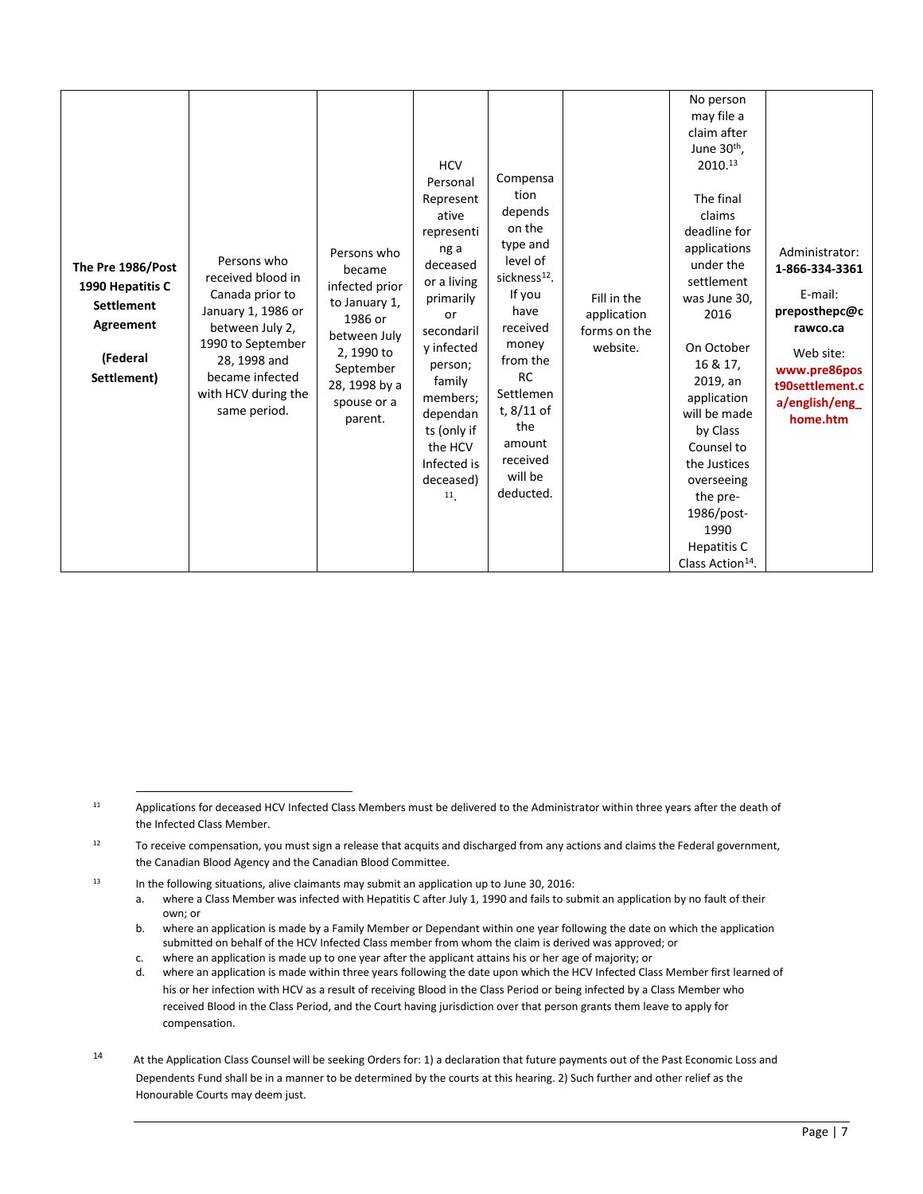| **The Pre 1986/Post 1990 Hepatitis C Settlement Agreement (Federal Settlement)** | Persons who received blood in Canada prior to January 1, 1986 or between July 2, 1990 to September 28, 1998 and became infected with HCV during the same period. | Persons who became infected prior to January 1, 1986 or between July 2, 1990 to September 28, 1998 by a spouse or a parent. | HCV Personal Representative representing a deceased or a living primarily or secondarily infected person; family members; dependants (only if the HCV Infected is deceased)[11]. | Compensation depends on the type and level of sickness[12]. If you have received money from the RC Settlement, 8/11 of the amount received will be deducted. | Fill in the application forms on the website. | No person may file a claim after June 30th, 2010.[13] The final claims deadline for applications under the settlement was June 30, 2016 On October 16 & 17, 2019, an application will be made by Class Counsel to the Justices overseeing the pre-1986/post-1990 Hepatitis C Class Action[14]. | Administrator: **1-866-334-3361** E-mail: **preposthepc@crawco.ca** Web site: **www.pre86post90settlement.ca/english/eng_home.htm** |
|---|---|---|---|---|---|---|---|

[11] Applications for deceased HCV Infected Class Members must be delivered to the Administrator within three years after the death of the Infected Class Member.

[12] To receive compensation, you must sign a release that acquits and discharged from any actions and claims the Federal government, the Canadian Blood Agency and the Canadian Blood Committee.

[13] In the following situations, alive claimants may submit an application up to June 30, 2016:

a. where a Class Member was infected with Hepatitis C after July 1, 1990 and fails to submit an application by no fault of their own; or
b. where an application is made by a Family Member or Dependant within one year following the date on which the application submitted on behalf of the HCV Infected Class member from whom the claim is derived was approved; or
c. where an application is made up to one year after the applicant attains his or her age of majority; or
d. where an application is made within three years following the date upon which the HCV Infected Class Member first learned of his or her infection with HCV as a result of receiving Blood in the Class Period or being infected by a Class Member who received Blood in the Class Period, and the Court having jurisdiction over that person grants them leave to apply for compensation.

[14] At the Application Class Counsel will be seeking Orders for: 1) a declaration that future payments out of the Past Economic Loss and Dependents Fund shall be in a manner to be determined by the courts at this hearing. 2) Such further and other relief as the Honourable Courts may deem just.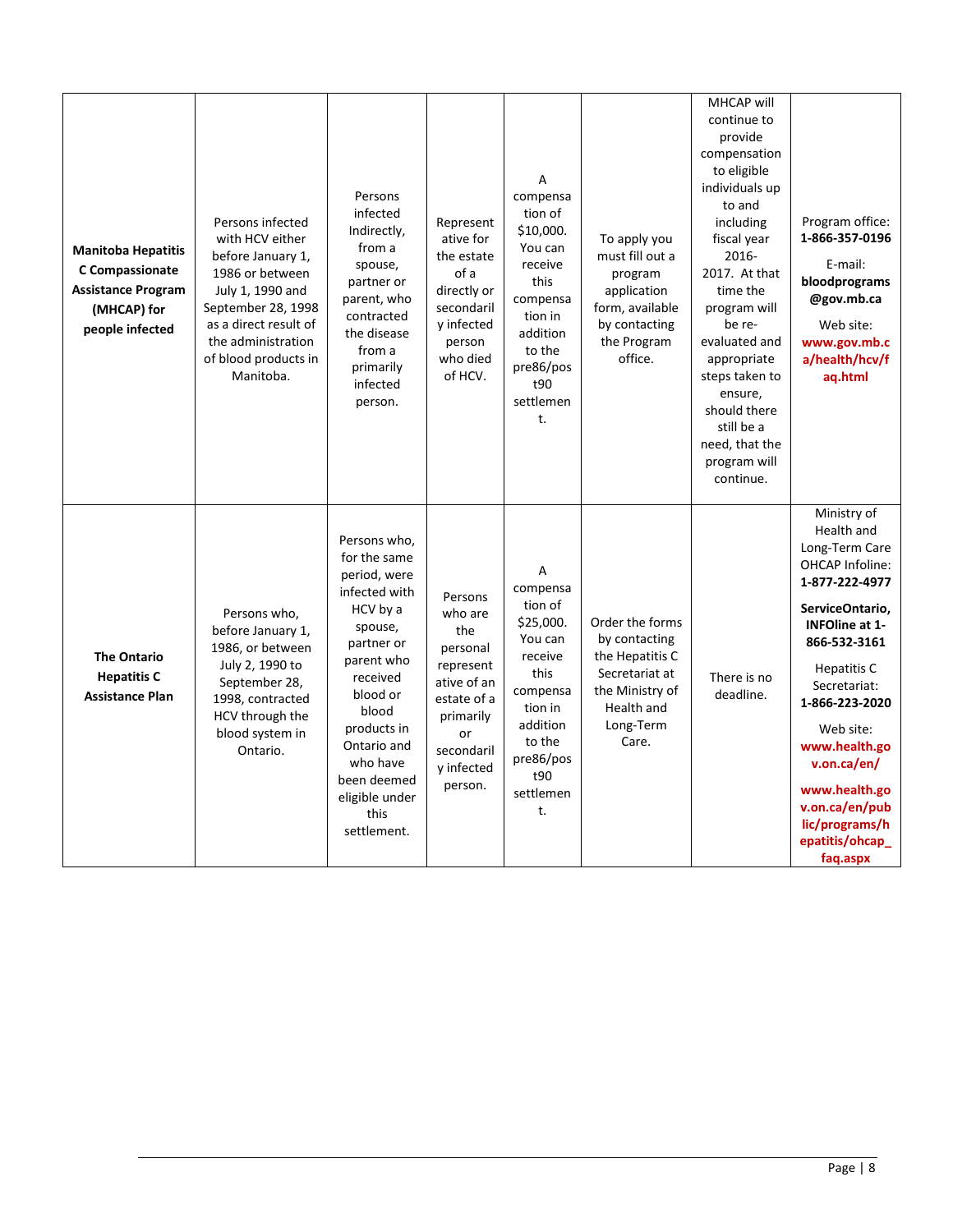| | | | | | | | |
|---|---|---|---|---|---|---|---|
| **Manitoba Hepatitis C Compassionate Assistance Program (MHCAP) for people infected** | Persons infected with HCV either before January 1, 1986 or between July 1, 1990 and September 28, 1998 as a direct result of the administration of blood products in Manitoba. | Persons infected Indirectly, from a spouse, partner or parent, who contracted the disease from a primarily infected person. | Representative for the estate of a directly or secondarily infected person who died of HCV. | A compensation of $10,000. You can receive this compensation in addition to the pre86/post90 settlement. | To apply you must fill out a program application form, available by contacting the Program office. | MHCAP will continue to provide compensation to eligible individuals up to and including fiscal year 2016-2017. At that time the program will be re-evaluated and appropriate steps taken to ensure, should there still be a need, that the program will continue. | Program office: **1-866-357-0196**<br><br>E-mail: **bloodprograms@gov.mb.ca**<br><br>Web site: **www.gov.mb.ca/health/hcv/faq.html** |
| **The Ontario Hepatitis C Assistance Plan** | Persons who, before January 1, 1986, or between July 2, 1990 to September 28, 1998, contracted HCV through the blood system in Ontario. | Persons who, for the same period, were infected with HCV by a spouse, partner or parent who received blood or blood products in Ontario and who have been deemed eligible under this settlement. | Persons who are the personal representative of an estate of a primarily or secondarily infected person. | A compensation of $25,000. You can receive this compensation in addition to the pre86/post90 settlement. | Order the forms by contacting the Hepatitis C Secretariat at the Ministry of Health and Long-Term Care. | There is no deadline. | Ministry of Health and Long-Term Care OHCAP Infoline: **1-877-222-4977**<br><br>**ServiceOntario, INFOline at 1-866-532-3161**<br><br>Hepatitis C Secretariat: **1-866-223-2020**<br><br>Web site: **www.health.gov.on.ca/en/**<br><br>**www.health.gov.on.ca/en/public/programs/hepatitis/ohcap_faq.aspx** |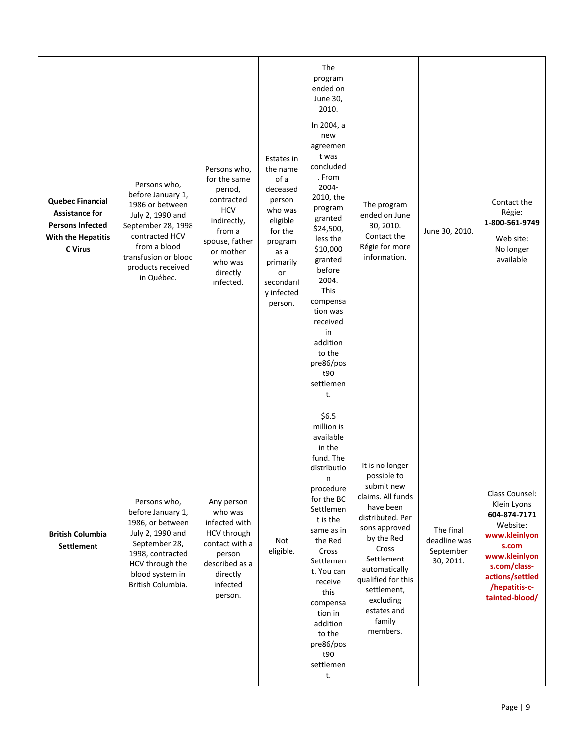| **Quebec Financial Assistance for Persons Infected With the Hepatitis C Virus** | Persons who, before January 1, 1986 or between July 2, 1990 and September 28, 1998 contracted HCV from a blood transfusion or blood products received in Québec. | Persons who, for the same period, contracted HCV indirectly, from a spouse, father or mother who was directly infected. | Estates in the name of a deceased person who was eligible for the program as a primarily or secondarily infected person. | The program ended on June 30, 2010.<br><br>In 2004, a new agreement was concluded. From 2004-2010, the program granted \$24,500, less the \$10,000 granted before 2004. This compensation was received in addition to the pre86/post90 settlement. | The program ended on June 30, 2010. Contact the Régie for more information. | June 30, 2010. | Contact the Régie: **1-800-561-9749**<br><br>Web site: No longer available |
|---|---|---|---|---|---|---|---|
| **British Columbia Settlement** | Persons who, before January 1, 1986, or between July 2, 1990 and September 28, 1998, contracted HCV through the blood system in British Columbia. | Any person who was infected with HCV through contact with a person described as a directly infected person. | Not eligible. | \$6.5 million is available in the fund. The distribution procedure for the BC Settlement is the same as in the Red Cross Settlement. You can receive this compensation in addition to the pre86/post90 settlement. | It is no longer possible to submit new claims. All funds have been distributed. Persons approved by the Red Cross Settlement automatically qualified for this settlement, excluding estates and family members. | The final deadline was September 30, 2011. | Class Counsel: Klein Lyons **604-874-7171** Website: **www.kleinlyons.com** **www.kleinlyons.com/class-actions/settled/hepatitis-c-tainted-blood/** |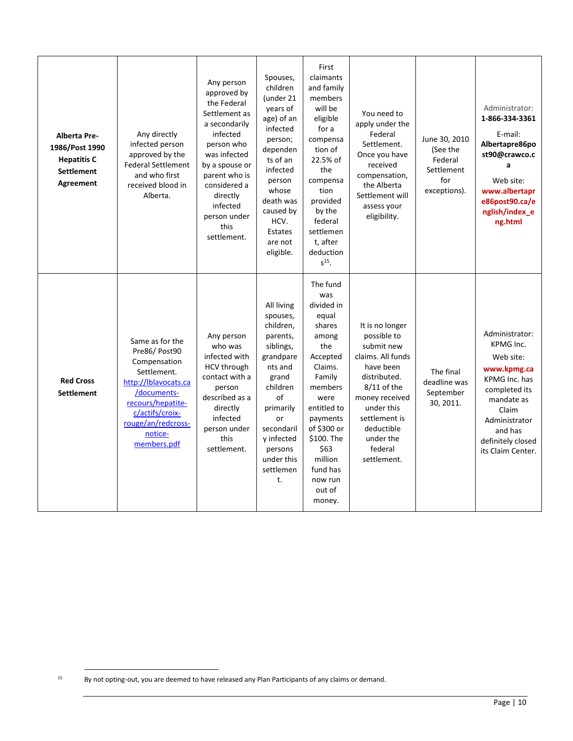| | | | | | | | |
|---|---|---|---|---|---|---|---|
| **Alberta Pre-1986/Post 1990 Hepatitis C Settlement Agreement** | Any directly infected person approved by the Federal Settlement and who first received blood in Alberta. | Any person approved by the Federal Settlement as a secondarily infected person who was infected by a spouse or parent who is considered a directly infected person under this settlement. | Spouses, children (under 21 years of age) of an infected person; dependents of an infected person whose death was caused by HCV. Estates are not eligible. | First claimants and family members will be eligible for a compensation of 22.5% of the compensation provided by the federal settlement, after deductions[15]. | You need to apply under the Federal Settlement. Once you have received compensation, the Alberta Settlement will assess your eligibility. | June 30, 2010 (See the Federal Settlement for exceptions). | Administrator: **1-866-334-3361** E-mail: **Albertapre86post90@crawco.ca** Web site: **www.albertapre86post90.ca/english/index_eng.html** |
| **Red Cross Settlement** | Same as for the Pre86/ Post90 Compensation Settlement. http://lblavocats.ca/documents-recours/hepatite-c/actifs/croix-rouge/an/redcross-notice-members.pdf | Any person who was infected with HCV through contact with a person described as a directly infected person under this settlement. | All living spouses, children, parents, siblings, grandparents and grand children of primarily or secondarily infected persons under this settlement. | The fund was divided in equal shares among the Accepted Claims. Family members were entitled to payments of $300 or $100. The $63 million fund has now run out of money. | It is no longer possible to submit new claims. All funds have been distributed. 8/11 of the money received under this settlement is deductible under the federal settlement. | The final deadline was September 30, 2011. | Administrator: KPMG Inc. Web site: **www.kpmg.ca** KPMG Inc. has completed its mandate as Claim Administrator and has definitely closed its Claim Center. |

[15] By not opting-out, you are deemed to have released any Plan Participants of any claims or demand.